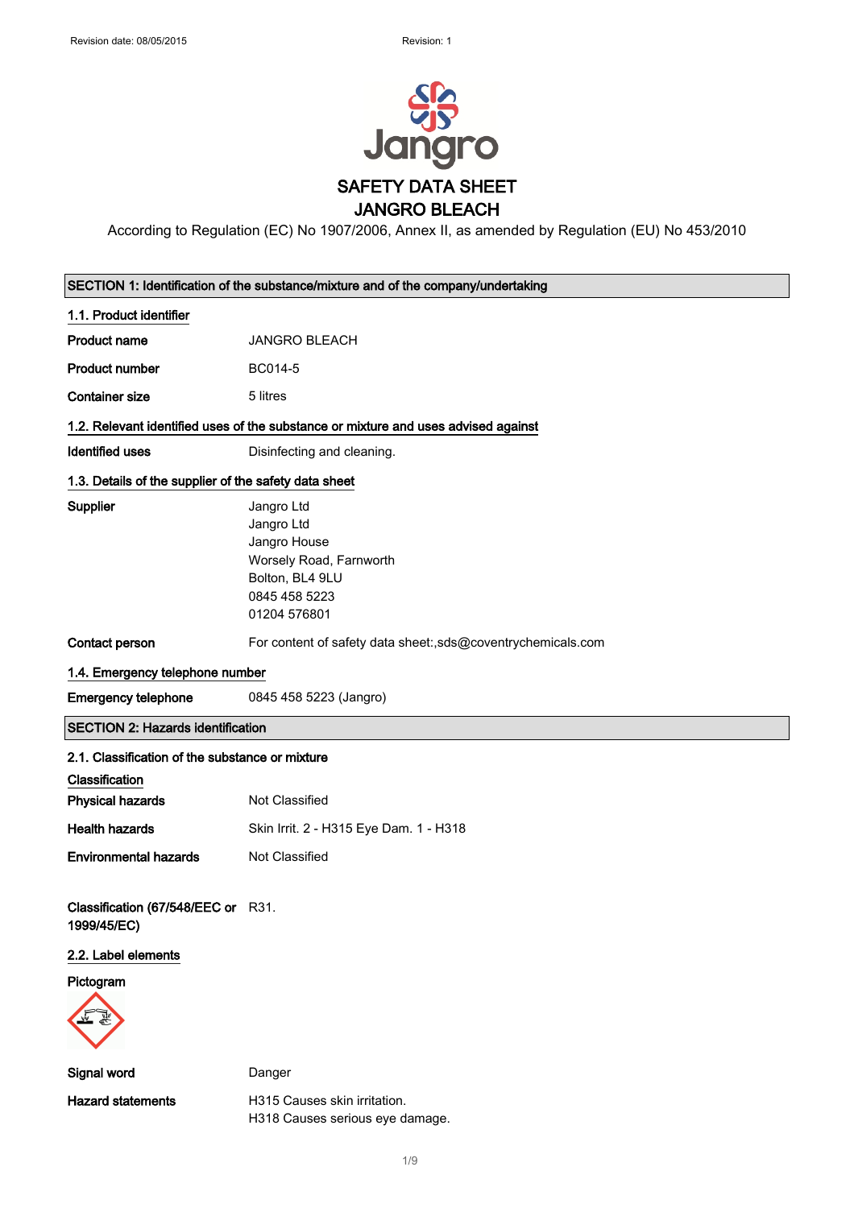# SAFETY DATA SHEET
# JANGRO BLEACH

According to Regulation (EC) No 1907/2006, Annex II, as amended by Regulation (EU) No 453/2010

## SECTION 1: Identification of the substance/mixture and of the company/undertaking

### 1.1. Product identifier

| | |
|---|---|
| **Product name** | JANGRO BLEACH |
| **Product number** | BC014-5 |
| **Container size** | 5 litres |

### 1.2. Relevant identified uses of the substance or mixture and uses advised against

| | |
|---|---|
| **Identified uses** | Disinfecting and cleaning. |

### 1.3. Details of the supplier of the safety data sheet

**Supplier**
Jangro Ltd
Jangro Ltd
Jangro House
Worsely Road, Farnworth
Bolton, BL4 9LU
0845 458 5223
01204 576801

**Contact person** For content of safety data sheet:,sds@coventrychemicals.com

### 1.4. Emergency telephone number

**Emergency telephone** 0845 458 5223 (Jangro)

## SECTION 2: Hazards identification

### 2.1. Classification of the substance or mixture

**Classification**

| | |
|---|---|
| **Physical hazards** | Not Classified |
| **Health hazards** | Skin Irrit. 2 - H315 Eye Dam. 1 - H318 |
| **Environmental hazards** | Not Classified |

**Classification (67/548/EEC or 1999/45/EC)** R31.

### 2.2. Label elements

**Pictogram**

**Signal word** Danger

**Hazard statements**
H315 Causes skin irritation.
H318 Causes serious eye damage.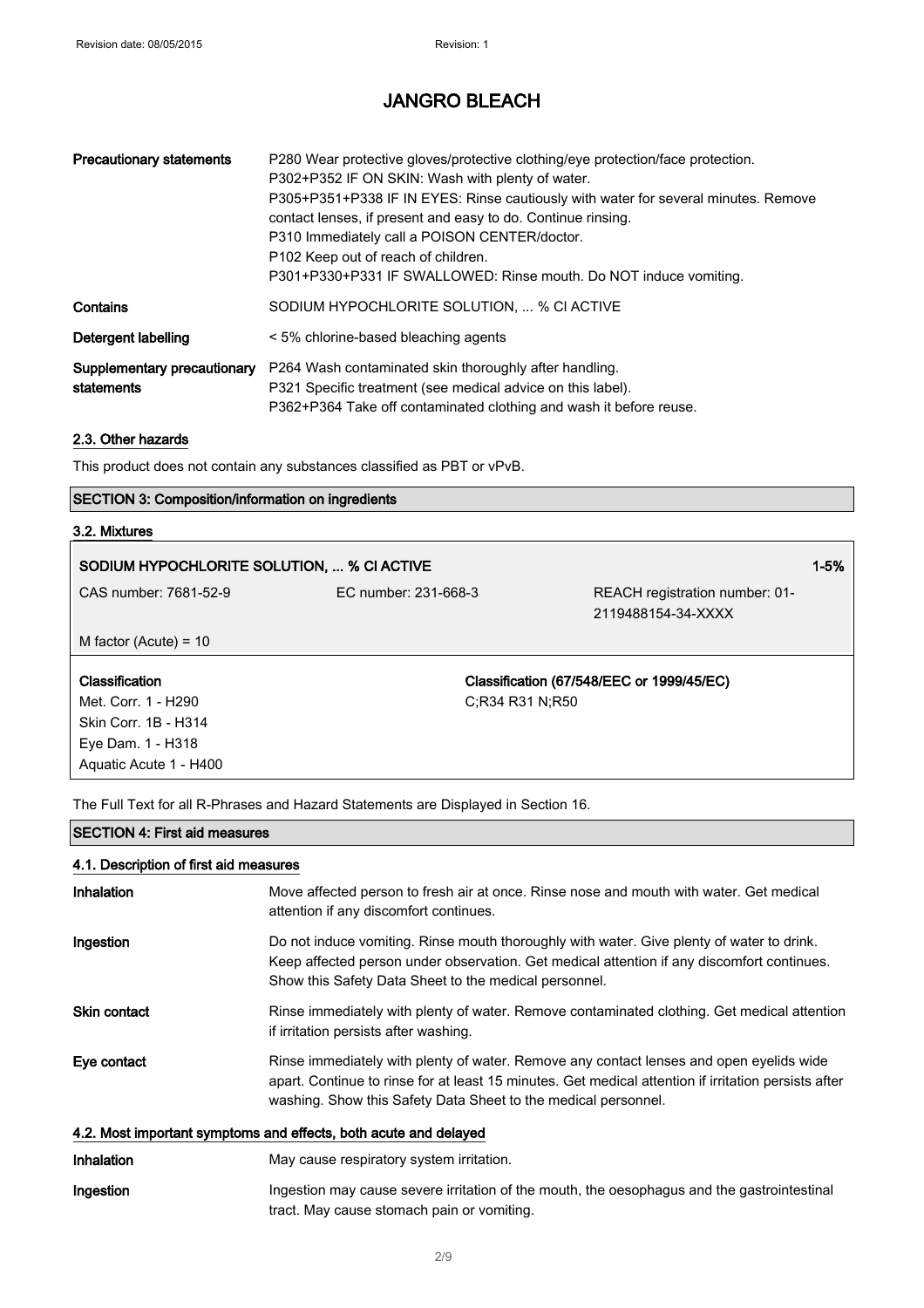| | |
|---|---|
| **Precautionary statements** | P280 Wear protective gloves/protective clothing/eye protection/face protection.<br>P302+P352 IF ON SKIN: Wash with plenty of water.<br>P305+P351+P338 IF IN EYES: Rinse cautiously with water for several minutes. Remove contact lenses, if present and easy to do. Continue rinsing.<br>P310 Immediately call a POISON CENTER/doctor.<br>P102 Keep out of reach of children.<br>P301+P330+P331 IF SWALLOWED: Rinse mouth. Do NOT induce vomiting. |
| **Contains** | SODIUM HYPOCHLORITE SOLUTION, ... % Cl ACTIVE |
| **Detergent labelling** | < 5% chlorine-based bleaching agents |
| **Supplementary precautionary statements** | P264 Wash contaminated skin thoroughly after handling.<br>P321 Specific treatment (see medical advice on this label).<br>P362+P364 Take off contaminated clothing and wash it before reuse. |

### 2.3. Other hazards

This product does not contain any substances classified as PBT or vPvB.

## SECTION 3: Composition/information on ingredients

### 3.2. Mixtures

| **SODIUM HYPOCHLORITE SOLUTION, ... % Cl ACTIVE** | | **1-5%** |
|---|---|---|
| CAS number: 7681-52-9 | EC number: 231-668-3 | REACH registration number: 01-2119488154-34-XXXX |
| M factor (Acute) = 10 | | |
| **Classification**<br>Met. Corr. 1 - H290<br>Skin Corr. 1B - H314<br>Eye Dam. 1 - H318<br>Aquatic Acute 1 - H400 | **Classification (67/548/EEC or 1999/45/EC)**<br>C;R34 R31 N;R50 | |

The Full Text for all R-Phrases and Hazard Statements are Displayed in Section 16.

## SECTION 4: First aid measures

### 4.1. Description of first aid measures

| | |
|---|---|
| **Inhalation** | Move affected person to fresh air at once. Rinse nose and mouth with water. Get medical attention if any discomfort continues. |
| **Ingestion** | Do not induce vomiting. Rinse mouth thoroughly with water. Give plenty of water to drink. Keep affected person under observation. Get medical attention if any discomfort continues. Show this Safety Data Sheet to the medical personnel. |
| **Skin contact** | Rinse immediately with plenty of water. Remove contaminated clothing. Get medical attention if irritation persists after washing. |
| **Eye contact** | Rinse immediately with plenty of water. Remove any contact lenses and open eyelids wide apart. Continue to rinse for at least 15 minutes. Get medical attention if irritation persists after washing. Show this Safety Data Sheet to the medical personnel. |

### 4.2. Most important symptoms and effects, both acute and delayed

| | |
|---|---|
| **Inhalation** | May cause respiratory system irritation. |
| **Ingestion** | Ingestion may cause severe irritation of the mouth, the oesophagus and the gastrointestinal tract. May cause stomach pain or vomiting. |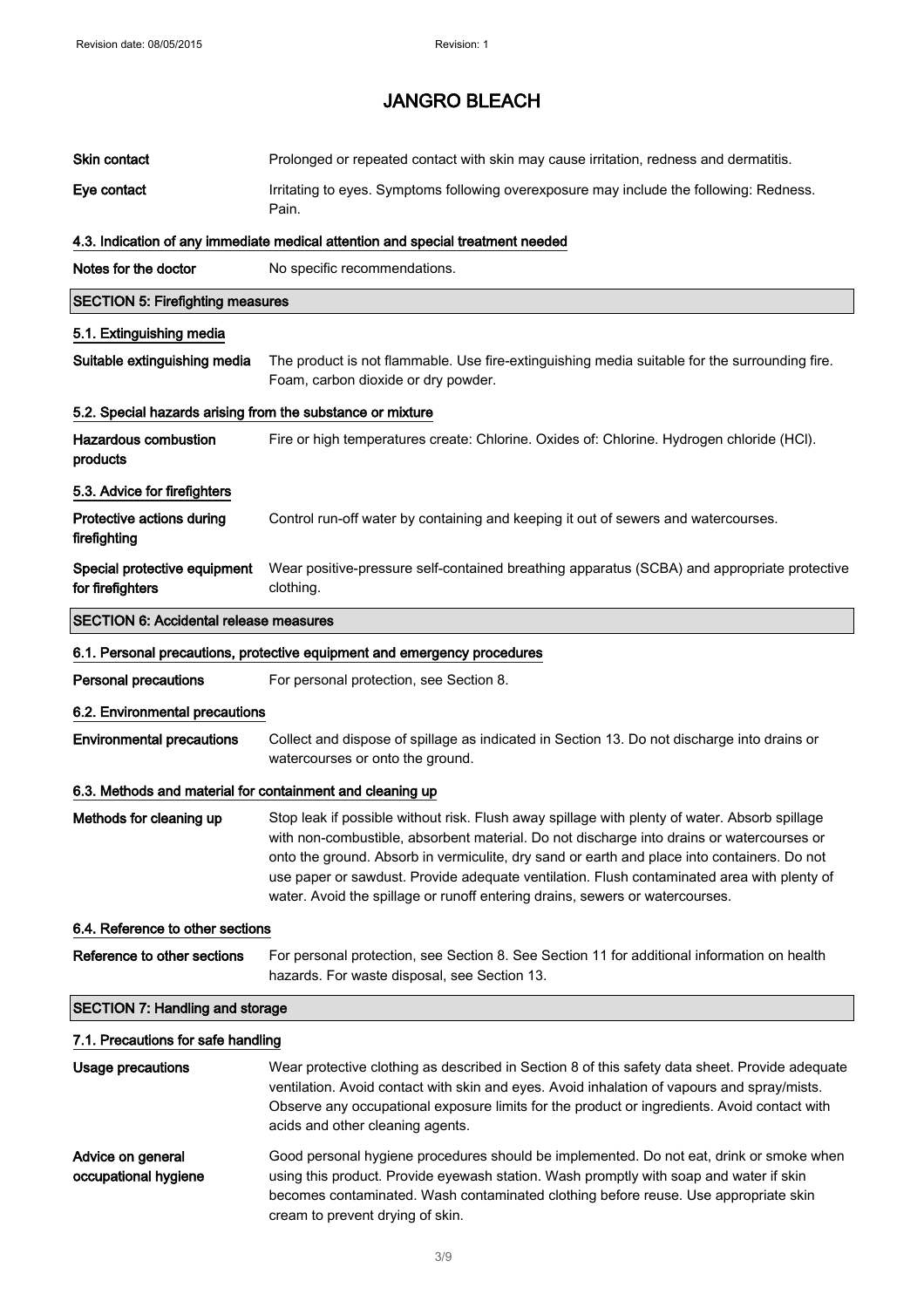# JANGRO BLEACH

| | |
|---|---|
| **Skin contact** | Prolonged or repeated contact with skin may cause irritation, redness and dermatitis. |
| **Eye contact** | Irritating to eyes. Symptoms following overexposure may include the following: Redness. Pain. |

### 4.3. Indication of any immediate medical attention and special treatment needed

| | |
|---|---|
| **Notes for the doctor** | No specific recommendations. |

## SECTION 5: Firefighting measures

### 5.1. Extinguishing media

| | |
|---|---|
| **Suitable extinguishing media** | The product is not flammable. Use fire-extinguishing media suitable for the surrounding fire. Foam, carbon dioxide or dry powder. |

### 5.2. Special hazards arising from the substance or mixture

| | |
|---|---|
| **Hazardous combustion products** | Fire or high temperatures create: Chlorine. Oxides of: Chlorine. Hydrogen chloride (HCl). |

### 5.3. Advice for firefighters

| | |
|---|---|
| **Protective actions during firefighting** | Control run-off water by containing and keeping it out of sewers and watercourses. |
| **Special protective equipment for firefighters** | Wear positive-pressure self-contained breathing apparatus (SCBA) and appropriate protective clothing. |

## SECTION 6: Accidental release measures

### 6.1. Personal precautions, protective equipment and emergency procedures

| | |
|---|---|
| **Personal precautions** | For personal protection, see Section 8. |

### 6.2. Environmental precautions

| | |
|---|---|
| **Environmental precautions** | Collect and dispose of spillage as indicated in Section 13. Do not discharge into drains or watercourses or onto the ground. |

### 6.3. Methods and material for containment and cleaning up

| | |
|---|---|
| **Methods for cleaning up** | Stop leak if possible without risk. Flush away spillage with plenty of water. Absorb spillage with non-combustible, absorbent material. Do not discharge into drains or watercourses or onto the ground. Absorb in vermiculite, dry sand or earth and place into containers. Do not use paper or sawdust. Provide adequate ventilation. Flush contaminated area with plenty of water. Avoid the spillage or runoff entering drains, sewers or watercourses. |

### 6.4. Reference to other sections

| | |
|---|---|
| **Reference to other sections** | For personal protection, see Section 8. See Section 11 for additional information on health hazards. For waste disposal, see Section 13. |

## SECTION 7: Handling and storage

### 7.1. Precautions for safe handling

| | |
|---|---|
| **Usage precautions** | Wear protective clothing as described in Section 8 of this safety data sheet. Provide adequate ventilation. Avoid contact with skin and eyes. Avoid inhalation of vapours and spray/mists. Observe any occupational exposure limits for the product or ingredients. Avoid contact with acids and other cleaning agents. |
| **Advice on general occupational hygiene** | Good personal hygiene procedures should be implemented. Do not eat, drink or smoke when using this product. Provide eyewash station. Wash promptly with soap and water if skin becomes contaminated. Wash contaminated clothing before reuse. Use appropriate skin cream to prevent drying of skin. |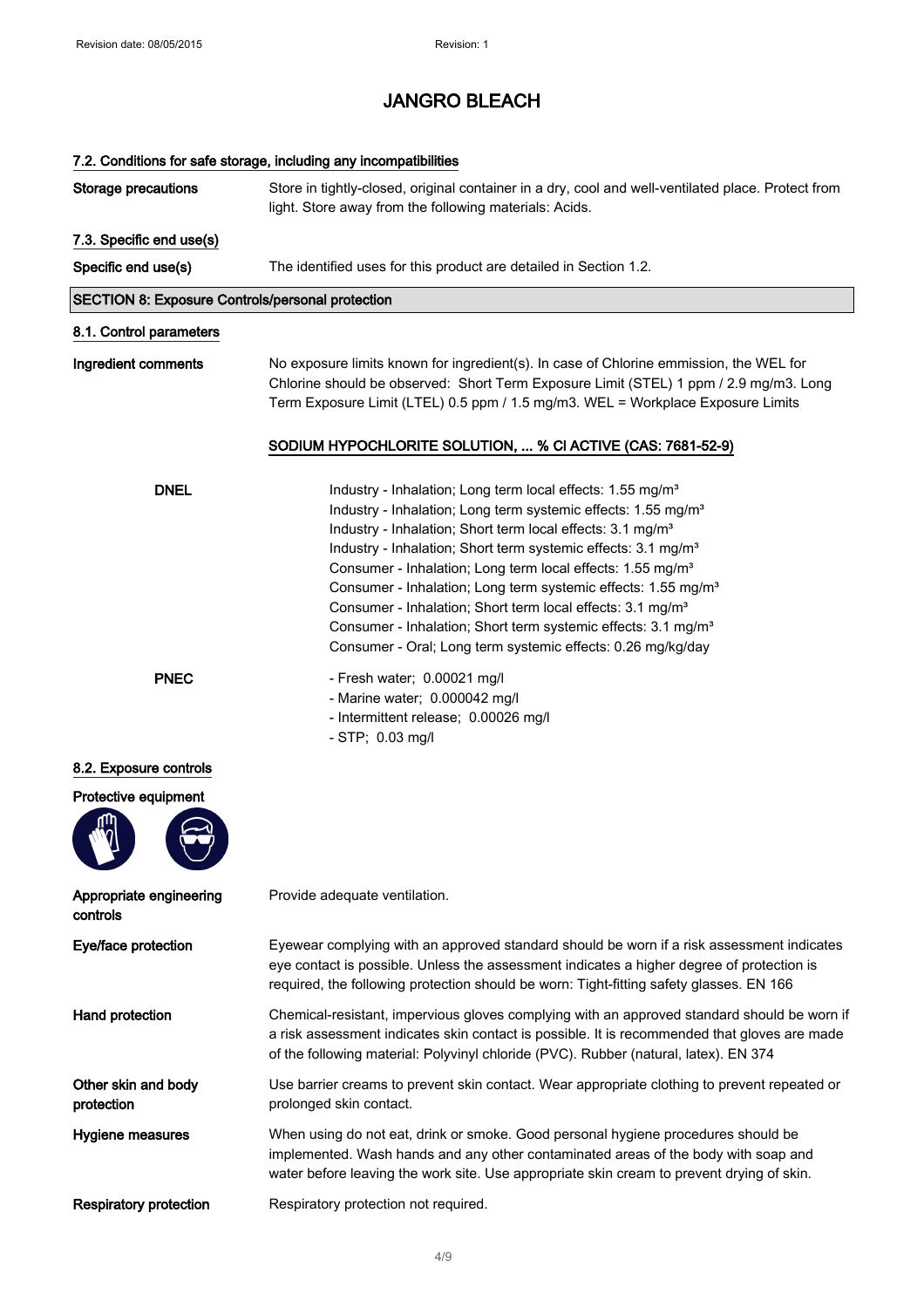# JANGRO BLEACH

### 7.2. Conditions for safe storage, including any incompatibilities

**Storage precautions** — Store in tightly-closed, original container in a dry, cool and well-ventilated place. Protect from light. Store away from the following materials: Acids.

### 7.3. Specific end use(s)

**Specific end use(s)** — The identified uses for this product are detailed in Section 1.2.

## SECTION 8: Exposure Controls/personal protection

### 8.1. Control parameters

**Ingredient comments** — No exposure limits known for ingredient(s). In case of Chlorine emmission, the WEL for Chlorine should be observed: Short Term Exposure Limit (STEL) 1 ppm / 2.9 mg/m3. Long Term Exposure Limit (LTEL) 0.5 ppm / 1.5 mg/m3. WEL = Workplace Exposure Limits

**SODIUM HYPOCHLORITE SOLUTION, ... % Cl ACTIVE (CAS: 7681-52-9)**

**DNEL**

Industry - Inhalation; Long term local effects: 1.55 mg/m³
Industry - Inhalation; Long term systemic effects: 1.55 mg/m³
Industry - Inhalation; Short term local effects: 3.1 mg/m³
Industry - Inhalation; Short term systemic effects: 3.1 mg/m³
Consumer - Inhalation; Long term local effects: 1.55 mg/m³
Consumer - Inhalation; Long term systemic effects: 1.55 mg/m³
Consumer - Inhalation; Short term local effects: 3.1 mg/m³
Consumer - Inhalation; Short term systemic effects: 3.1 mg/m³
Consumer - Oral; Long term systemic effects: 0.26 mg/kg/day

**PNEC**

- Fresh water; 0.00021 mg/l
- Marine water; 0.000042 mg/l
- Intermittent release; 0.00026 mg/l
- STP; 0.03 mg/l

### 8.2. Exposure controls

**Protective equipment**

**Appropriate engineering controls** — Provide adequate ventilation.

**Eye/face protection** — Eyewear complying with an approved standard should be worn if a risk assessment indicates eye contact is possible. Unless the assessment indicates a higher degree of protection is required, the following protection should be worn: Tight-fitting safety glasses. EN 166

**Hand protection** — Chemical-resistant, impervious gloves complying with an approved standard should be worn if a risk assessment indicates skin contact is possible. It is recommended that gloves are made of the following material: Polyvinyl chloride (PVC). Rubber (natural, latex). EN 374

**Other skin and body protection** — Use barrier creams to prevent skin contact. Wear appropriate clothing to prevent repeated or prolonged skin contact.

**Hygiene measures** — When using do not eat, drink or smoke. Good personal hygiene procedures should be implemented. Wash hands and any other contaminated areas of the body with soap and water before leaving the work site. Use appropriate skin cream to prevent drying of skin.

**Respiratory protection** — Respiratory protection not required.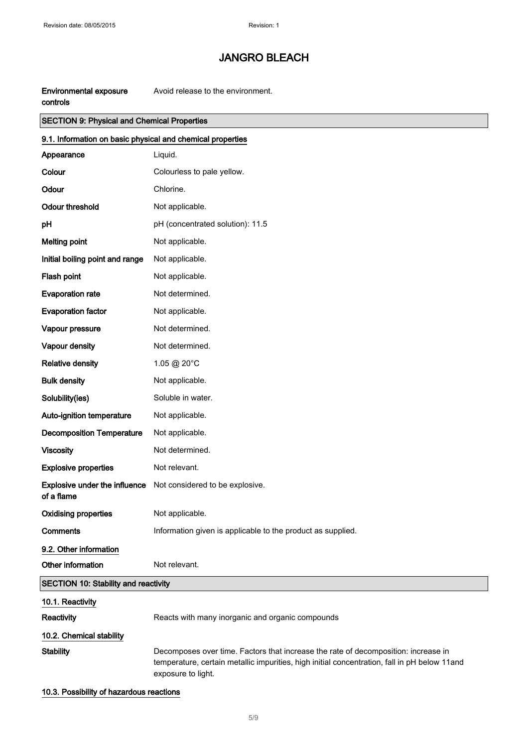# JANGRO BLEACH

| | |
|---|---|
| **Environmental exposure controls** | Avoid release to the environment. |

## SECTION 9: Physical and Chemical Properties

### 9.1. Information on basic physical and chemical properties

| | |
|---|---|
| **Appearance** | Liquid. |
| **Colour** | Colourless to pale yellow. |
| **Odour** | Chlorine. |
| **Odour threshold** | Not applicable. |
| **pH** | pH (concentrated solution): 11.5 |
| **Melting point** | Not applicable. |
| **Initial boiling point and range** | Not applicable. |
| **Flash point** | Not applicable. |
| **Evaporation rate** | Not determined. |
| **Evaporation factor** | Not applicable. |
| **Vapour pressure** | Not determined. |
| **Vapour density** | Not determined. |
| **Relative density** | 1.05 @ 20°C |
| **Bulk density** | Not applicable. |
| **Solubility(ies)** | Soluble in water. |
| **Auto-ignition temperature** | Not applicable. |
| **Decomposition Temperature** | Not applicable. |
| **Viscosity** | Not determined. |
| **Explosive properties** | Not relevant. |
| **Explosive under the influence of a flame** | Not considered to be explosive. |
| **Oxidising properties** | Not applicable. |
| **Comments** | Information given is applicable to the product as supplied. |

### 9.2. Other information

| | |
|---|---|
| **Other information** | Not relevant. |

## SECTION 10: Stability and reactivity

### 10.1. Reactivity

| | |
|---|---|
| **Reactivity** | Reacts with many inorganic and organic compounds |

### 10.2. Chemical stability

| | |
|---|---|
| **Stability** | Decomposes over time. Factors that increase the rate of decomposition: increase in temperature, certain metallic impurities, high initial concentration, fall in pH below 11and exposure to light. |

### 10.3. Possibility of hazardous reactions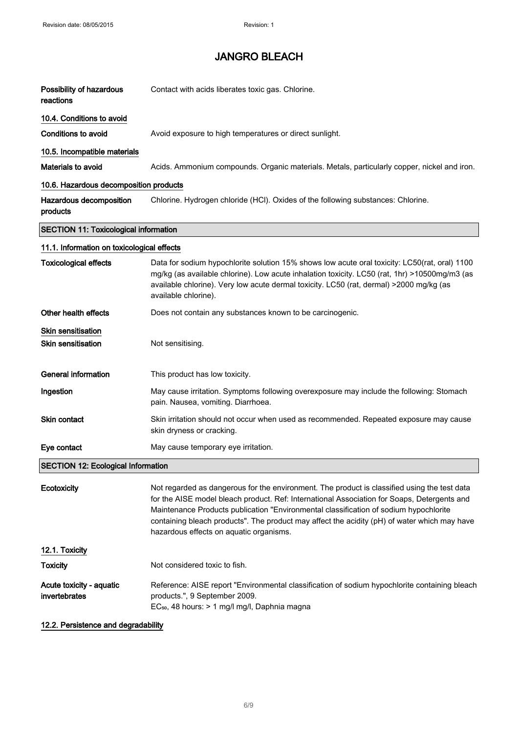# JANGRO BLEACH

**Possibility of hazardous reactions** Contact with acids liberates toxic gas. Chlorine.

### 10.4. Conditions to avoid

**Conditions to avoid** Avoid exposure to high temperatures or direct sunlight.

### 10.5. Incompatible materials

**Materials to avoid** Acids. Ammonium compounds. Organic materials. Metals, particularly copper, nickel and iron.

### 10.6. Hazardous decomposition products

**Hazardous decomposition products** Chlorine. Hydrogen chloride (HCl). Oxides of the following substances: Chlorine.

## SECTION 11: Toxicological information

### 11.1. Information on toxicological effects

**Toxicological effects** Data for sodium hypochlorite solution 15% shows low acute oral toxicity: LC50(rat, oral) 1100 mg/kg (as available chlorine). Low acute inhalation toxicity. LC50 (rat, 1hr) >10500mg/m3 (as available chlorine). Very low acute dermal toxicity. LC50 (rat, dermal) >2000 mg/kg (as available chlorine).

**Other health effects** Does not contain any substances known to be carcinogenic.

**Skin sensitisation**

**Skin sensitisation** Not sensitising.

**General information** This product has low toxicity.

**Ingestion** May cause irritation. Symptoms following overexposure may include the following: Stomach pain. Nausea, vomiting. Diarrhoea.

**Skin contact** Skin irritation should not occur when used as recommended. Repeated exposure may cause skin dryness or cracking.

**Eye contact** May cause temporary eye irritation.

## SECTION 12: Ecological Information

**Ecotoxicity** Not regarded as dangerous for the environment. The product is classified using the test data for the AISE model bleach product. Ref: International Association for Soaps, Detergents and Maintenance Products publication "Environmental classification of sodium hypochlorite containing bleach products". The product may affect the acidity (pH) of water which may have hazardous effects on aquatic organisms.

### 12.1. Toxicity

**Toxicity** Not considered toxic to fish.

**Acute toxicity - aquatic invertebrates** Reference: AISE report "Environmental classification of sodium hypochlorite containing bleach products.", 9 September 2009.
$EC_{50}$, 48 hours: > 1 mg/l mg/l, Daphnia magna

### 12.2. Persistence and degradability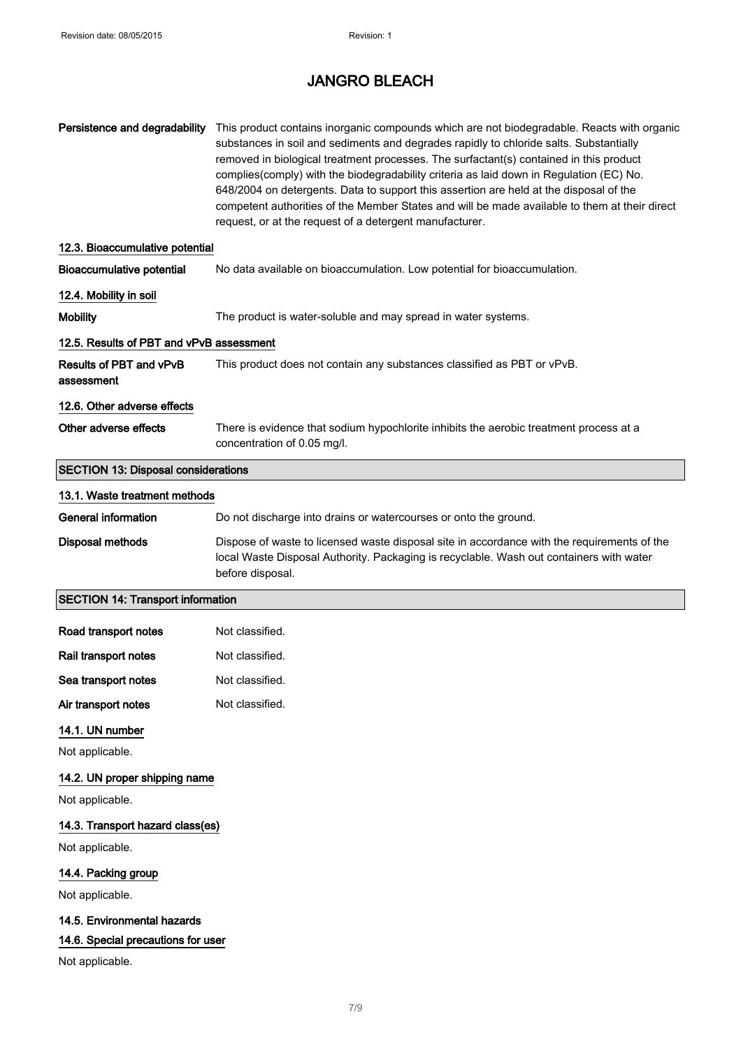**Persistence and degradability** This product contains inorganic compounds which are not biodegradable. Reacts with organic substances in soil and sediments and degrades rapidly to chloride salts. Substantially removed in biological treatment processes. The surfactant(s) contained in this product complies(comply) with the biodegradability criteria as laid down in Regulation (EC) No. 648/2004 on detergents. Data to support this assertion are held at the disposal of the competent authorities of the Member States and will be made available to them at their direct request, or at the request of a detergent manufacturer.

### 12.3. Bioaccumulative potential

**Bioaccumulative potential** No data available on bioaccumulation. Low potential for bioaccumulation.

### 12.4. Mobility in soil

**Mobility** The product is water-soluble and may spread in water systems.

### 12.5. Results of PBT and vPvB assessment

**Results of PBT and vPvB assessment** This product does not contain any substances classified as PBT or vPvB.

### 12.6. Other adverse effects

**Other adverse effects** There is evidence that sodium hypochlorite inhibits the aerobic treatment process at a concentration of 0.05 mg/l.

## SECTION 13: Disposal considerations

### 13.1. Waste treatment methods

**General information** Do not discharge into drains or watercourses or onto the ground.

**Disposal methods** Dispose of waste to licensed waste disposal site in accordance with the requirements of the local Waste Disposal Authority. Packaging is recyclable. Wash out containers with water before disposal.

## SECTION 14: Transport information

**Road transport notes** Not classified.

**Rail transport notes** Not classified.

**Sea transport notes** Not classified.

**Air transport notes** Not classified.

### 14.1. UN number

Not applicable.

### 14.2. UN proper shipping name

Not applicable.

### 14.3. Transport hazard class(es)

Not applicable.

### 14.4. Packing group

Not applicable.

### 14.5. Environmental hazards

### 14.6. Special precautions for user

Not applicable.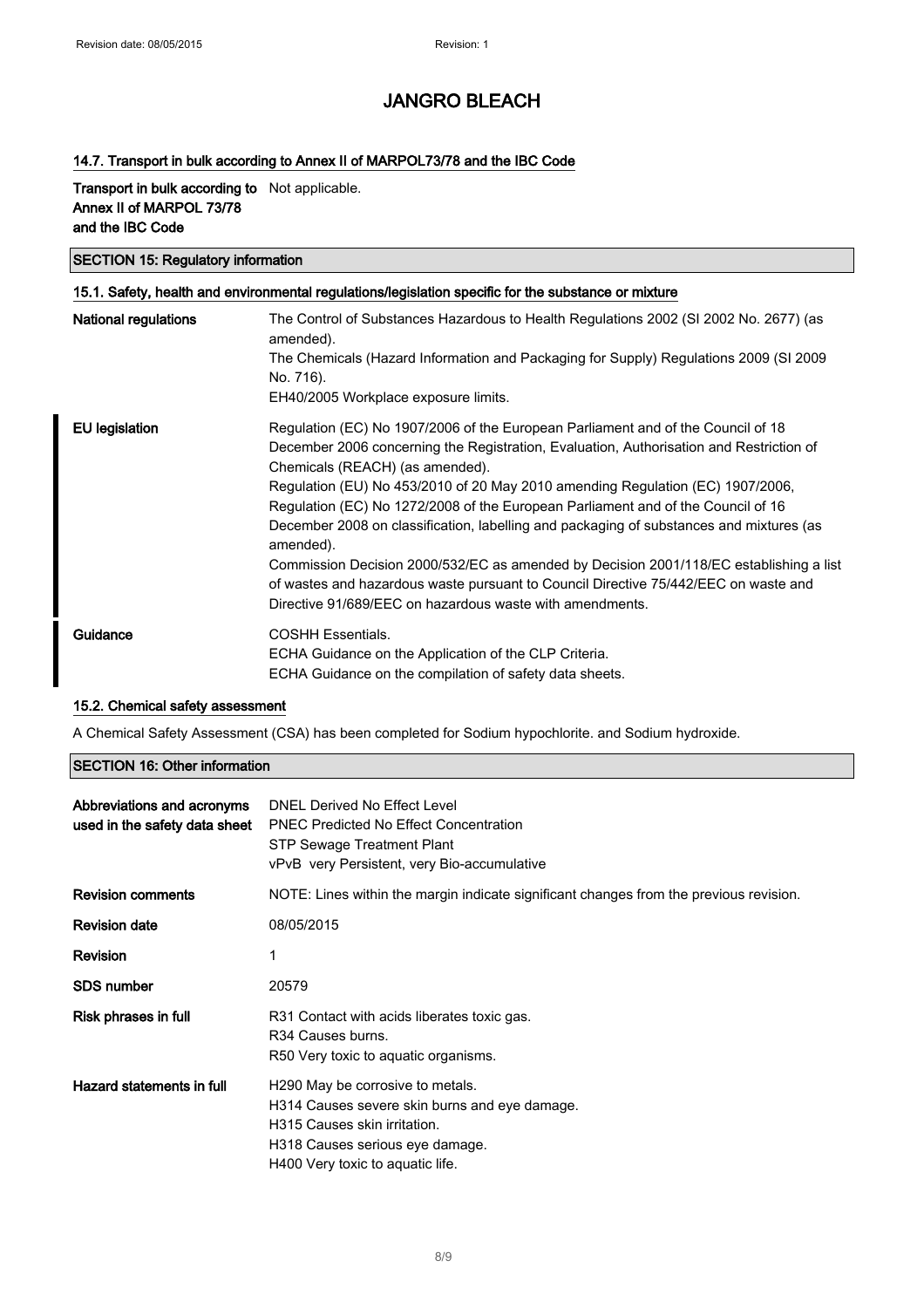### 14.7. Transport in bulk according to Annex II of MARPOL73/78 and the IBC Code

| | |
|---|---|
| **Transport in bulk according to Annex II of MARPOL 73/78 and the IBC Code** | Not applicable. |

## SECTION 15: Regulatory information

### 15.1. Safety, health and environmental regulations/legislation specific for the substance or mixture

| | |
|---|---|
| **National regulations** | The Control of Substances Hazardous to Health Regulations 2002 (SI 2002 No. 2677) (as amended).<br>The Chemicals (Hazard Information and Packaging for Supply) Regulations 2009 (SI 2009 No. 716).<br>EH40/2005 Workplace exposure limits. |
| **EU legislation** | Regulation (EC) No 1907/2006 of the European Parliament and of the Council of 18 December 2006 concerning the Registration, Evaluation, Authorisation and Restriction of Chemicals (REACH) (as amended).<br>Regulation (EU) No 453/2010 of 20 May 2010 amending Regulation (EC) 1907/2006,<br>Regulation (EC) No 1272/2008 of the European Parliament and of the Council of 16 December 2008 on classification, labelling and packaging of substances and mixtures (as amended).<br>Commission Decision 2000/532/EC as amended by Decision 2001/118/EC establishing a list of wastes and hazardous waste pursuant to Council Directive 75/442/EEC on waste and Directive 91/689/EEC on hazardous waste with amendments. |
| **Guidance** | COSHH Essentials.<br>ECHA Guidance on the Application of the CLP Criteria.<br>ECHA Guidance on the compilation of safety data sheets. |

### 15.2. Chemical safety assessment

A Chemical Safety Assessment (CSA) has been completed for Sodium hypochlorite. and Sodium hydroxide.

## SECTION 16: Other information

| | |
|---|---|
| **Abbreviations and acronyms used in the safety data sheet** | DNEL Derived No Effect Level<br>PNEC Predicted No Effect Concentration<br>STP Sewage Treatment Plant<br>vPvB very Persistent, very Bio-accumulative |
| **Revision comments** | NOTE: Lines within the margin indicate significant changes from the previous revision. |
| **Revision date** | 08/05/2015 |
| **Revision** | 1 |
| **SDS number** | 20579 |
| **Risk phrases in full** | R31 Contact with acids liberates toxic gas.<br>R34 Causes burns.<br>R50 Very toxic to aquatic organisms. |
| **Hazard statements in full** | H290 May be corrosive to metals.<br>H314 Causes severe skin burns and eye damage.<br>H315 Causes skin irritation.<br>H318 Causes serious eye damage.<br>H400 Very toxic to aquatic life. |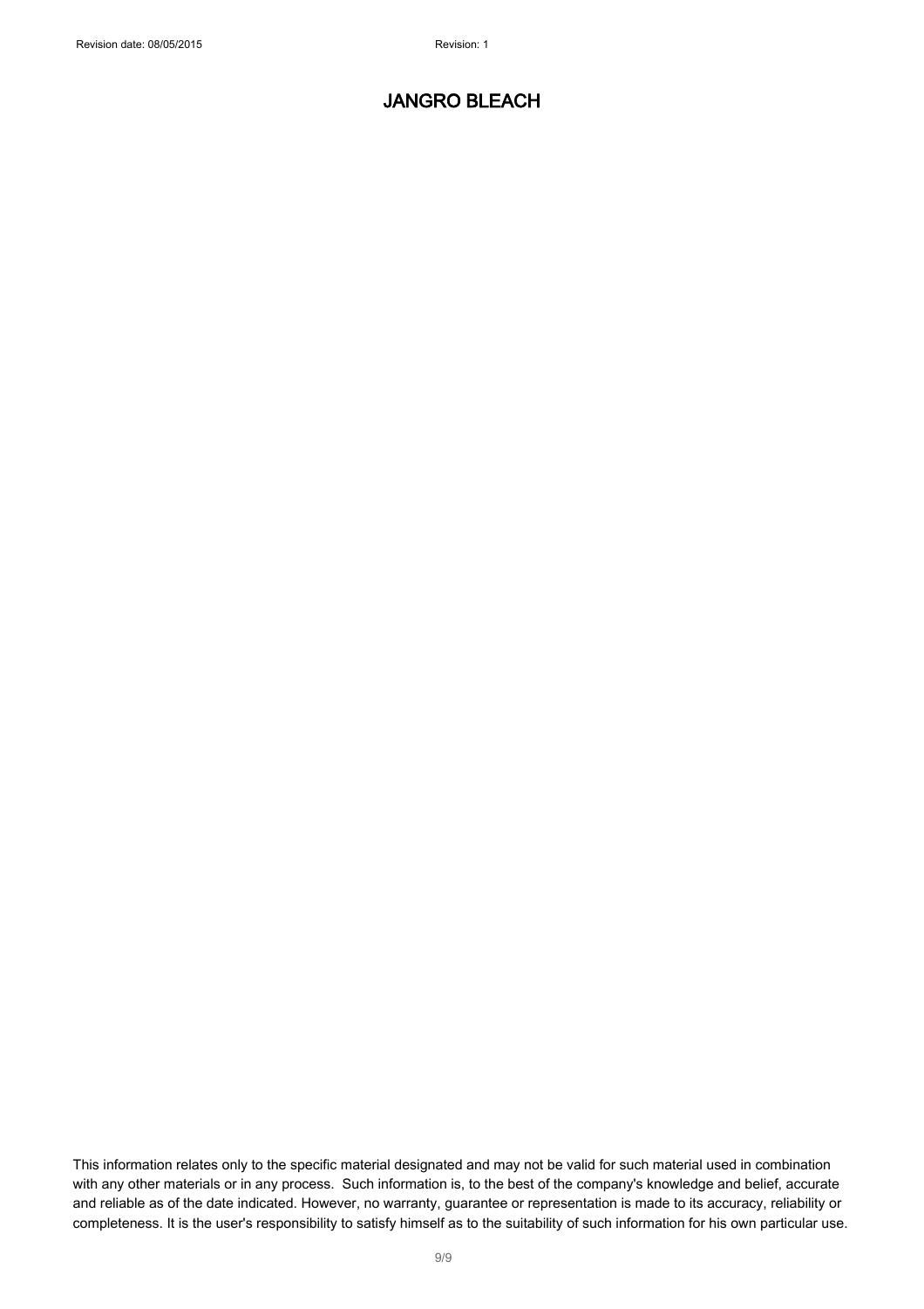This information relates only to the specific material designated and may not be valid for such material used in combination with any other materials or in any process. Such information is, to the best of the company's knowledge and belief, accurate and reliable as of the date indicated. However, no warranty, guarantee or representation is made to its accuracy, reliability or completeness. It is the user's responsibility to satisfy himself as to the suitability of such information for his own particular use.